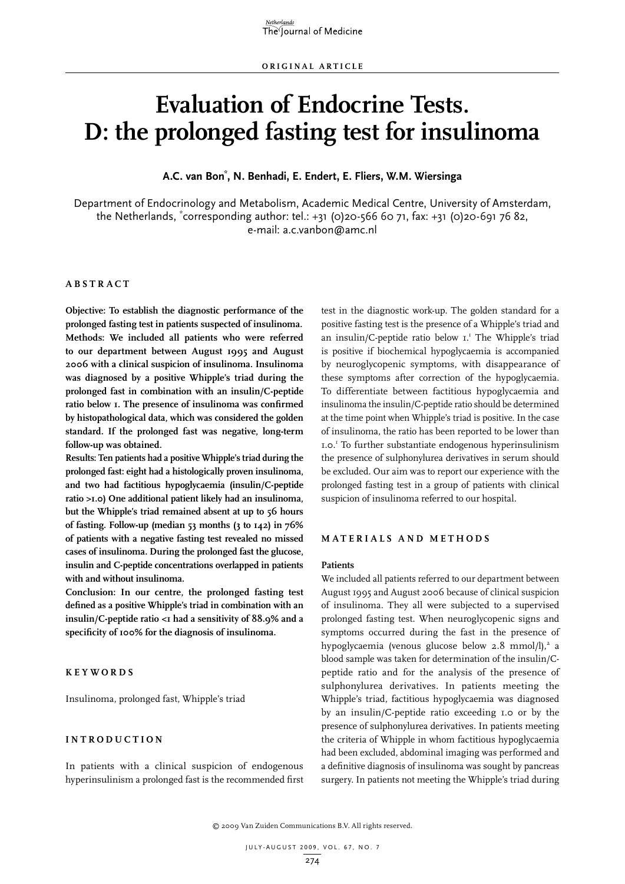ORIGINAL ARTICLE

# Evaluation of Endocrine Tests. D: the prolonged fasting test for insulinoma

**A.C. van Bon*, N. Benhadi, E. Endert, E. Fliers, W.M. Wiersinga**

Department of Endocrinology and Metabolism, Academic Medical Centre, University of Amsterdam, the Netherlands, *corresponding author: tel.: +31 (0)20-566 60 71, fax: +31 (0)20-691 76 82, e-mail: a.c.vanbon@amc.nl

## ABSTRACT

**Objective: To establish the diagnostic performance of the prolonged fasting test in patients suspected of insulinoma.**
**Methods: We included all patients who were referred to our department between August 1995 and August 2006 with a clinical suspicion of insulinoma. Insulinoma was diagnosed by a positive Whipple's triad during the prolonged fast in combination with an insulin/C-peptide ratio below 1. The presence of insulinoma was confirmed by histopathological data, which was considered the golden standard. If the prolonged fast was negative, long-term follow-up was obtained.**
**Results: Ten patients had a positive Whipple's triad during the prolonged fast: eight had a histologically proven insulinoma, and two had factitious hypoglycaemia (insulin/C-peptide ratio >1.0) One additional patient likely had an insulinoma, but the Whipple's triad remained absent at up to 56 hours of fasting. Follow-up (median 53 months (3 to 142) in 76% of patients with a negative fasting test revealed no missed cases of insulinoma. During the prolonged fast the glucose, insulin and C-peptide concentrations overlapped in patients with and without insulinoma.**
**Conclusion: In our centre, the prolonged fasting test defined as a positive Whipple's triad in combination with an insulin/C-peptide ratio <1 had a sensitivity of 88.9% and a specificity of 100% for the diagnosis of insulinoma.**

## KEYWORDS

Insulinoma, prolonged fast, Whipple's triad

## INTRODUCTION

In patients with a clinical suspicion of endogenous hyperinsulinism a prolonged fast is the recommended first test in the diagnostic work-up. The golden standard for a positive fasting test is the presence of a Whipple's triad and an insulin/C-peptide ratio below 1.[1] The Whipple's triad is positive if biochemical hypoglycaemia is accompanied by neuroglycopenic symptoms, with disappearance of these symptoms after correction of the hypoglycaemia. To differentiate between factitious hypoglycaemia and insulinoma the insulin/C-peptide ratio should be determined at the time point when Whipple's triad is positive. In the case of insulinoma, the ratio has been reported to be lower than 1.0.[1] To further substantiate endogenous hyperinsulinism the presence of sulphonylurea derivatives in serum should be excluded. Our aim was to report our experience with the prolonged fasting test in a group of patients with clinical suspicion of insulinoma referred to our hospital.

## MATERIALS AND METHODS

### Patients

We included all patients referred to our department between August 1995 and August 2006 because of clinical suspicion of insulinoma. They all were subjected to a supervised prolonged fasting test. When neuroglycopenic signs and symptoms occurred during the fast in the presence of hypoglycaemia (venous glucose below 2.8 mmol/l),[2] a blood sample was taken for determination of the insulin/C-peptide ratio and for the analysis of the presence of sulphonylurea derivatives. In patients meeting the Whipple's triad, factitious hypoglycaemia was diagnosed by an insulin/C-peptide ratio exceeding 1.0 or by the presence of sulphonylurea derivatives. In patients meeting the criteria of Whipple in whom factitious hypoglycaemia had been excluded, abdominal imaging was performed and a definitive diagnosis of insulinoma was sought by pancreas surgery. In patients not meeting the Whipple's triad during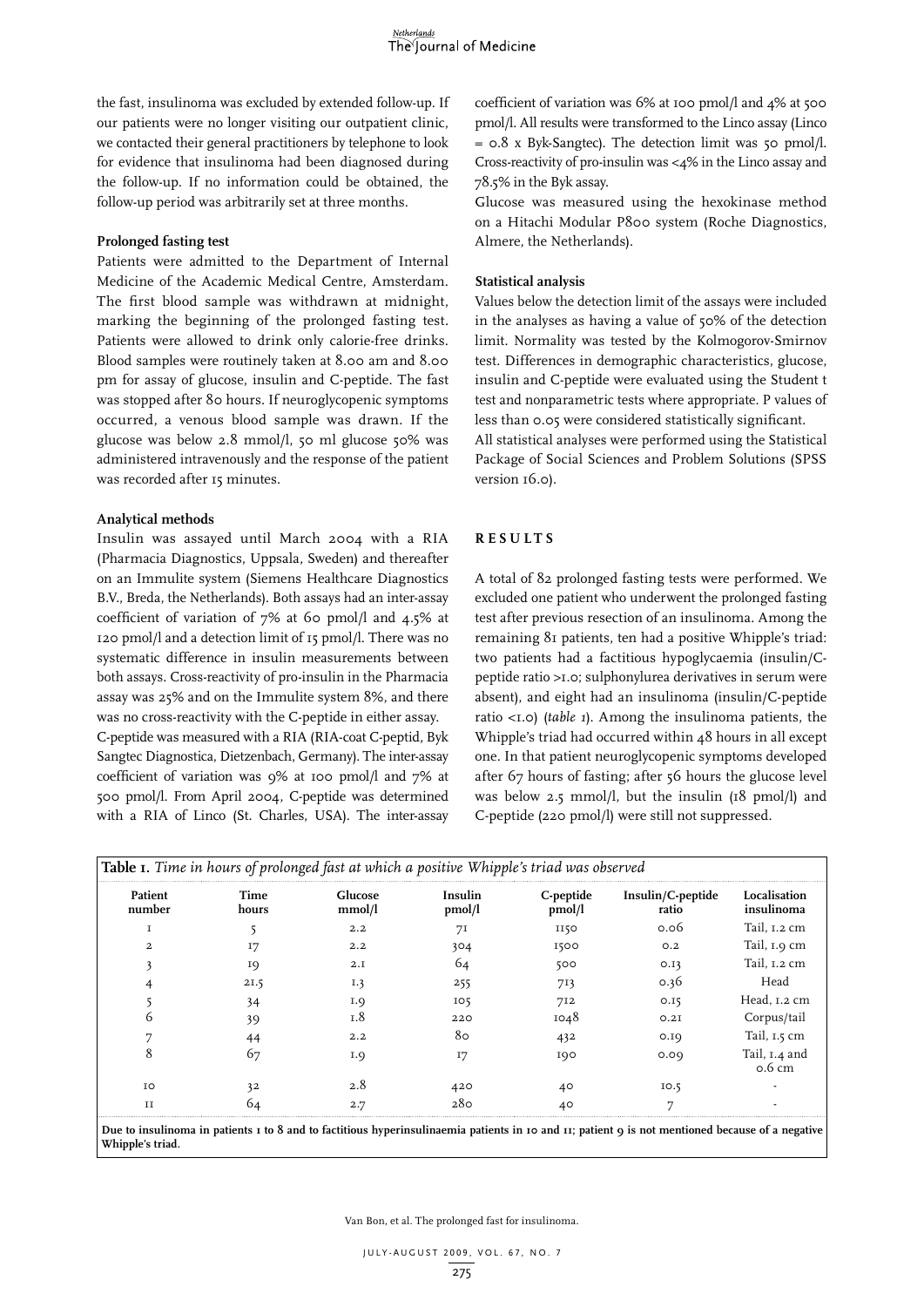the fast, insulinoma was excluded by extended follow-up. If our patients were no longer visiting our outpatient clinic, we contacted their general practitioners by telephone to look for evidence that insulinoma had been diagnosed during the follow-up. If no information could be obtained, the follow-up period was arbitrarily set at three months.

### Prolonged fasting test

Patients were admitted to the Department of Internal Medicine of the Academic Medical Centre, Amsterdam. The first blood sample was withdrawn at midnight, marking the beginning of the prolonged fasting test. Patients were allowed to drink only calorie-free drinks. Blood samples were routinely taken at 8.00 am and 8.00 pm for assay of glucose, insulin and C-peptide. The fast was stopped after 80 hours. If neuroglycopenic symptoms occurred, a venous blood sample was drawn. If the glucose was below 2.8 mmol/l, 50 ml glucose 50% was administered intravenously and the response of the patient was recorded after 15 minutes.

### Analytical methods

Insulin was assayed until March 2004 with a RIA (Pharmacia Diagnostics, Uppsala, Sweden) and thereafter on an Immulite system (Siemens Healthcare Diagnostics B.V., Breda, the Netherlands). Both assays had an inter-assay coefficient of variation of 7% at 60 pmol/l and 4.5% at 120 pmol/l and a detection limit of 15 pmol/l. There was no systematic difference in insulin measurements between both assays. Cross-reactivity of pro-insulin in the Pharmacia assay was 25% and on the Immulite system 8%, and there was no cross-reactivity with the C-peptide in either assay.

C-peptide was measured with a RIA (RIA-coat C-peptid, Byk Sangtec Diagnostica, Dietzenbach, Germany). The inter-assay coefficient of variation was 9% at 100 pmol/l and 7% at 500 pmol/l. From April 2004, C-peptide was determined with a RIA of Linco (St. Charles, USA). The inter-assay coefficient of variation was 6% at 100 pmol/l and 4% at 500 pmol/l. All results were transformed to the Linco assay (Linco = 0.8 x Byk-Sangtec). The detection limit was 50 pmol/l. Cross-reactivity of pro-insulin was <4% in the Linco assay and 78.5% in the Byk assay.

Glucose was measured using the hexokinase method on a Hitachi Modular P800 system (Roche Diagnostics, Almere, the Netherlands).

### Statistical analysis

Values below the detection limit of the assays were included in the analyses as having a value of 50% of the detection limit. Normality was tested by the Kolmogorov-Smirnov test. Differences in demographic characteristics, glucose, insulin and C-peptide were evaluated using the Student t test and nonparametric tests where appropriate. P values of less than 0.05 were considered statistically significant.

All statistical analyses were performed using the Statistical Package of Social Sciences and Problem Solutions (SPSS version 16.0).

## RESULTS

A total of 82 prolonged fasting tests were performed. We excluded one patient who underwent the prolonged fasting test after previous resection of an insulinoma. Among the remaining 81 patients, ten had a positive Whipple's triad: two patients had a factitious hypoglycaemia (insulin/C-peptide ratio >1.0; sulphonylurea derivatives in serum were absent), and eight had an insulinoma (insulin/C-peptide ratio <1.0) (*table 1*). Among the insulinoma patients, the Whipple's triad had occurred within 48 hours in all except one. In that patient neuroglycopenic symptoms developed after 67 hours of fasting; after 56 hours the glucose level was below 2.5 mmol/l, but the insulin (18 pmol/l) and C-peptide (220 pmol/l) were still not suppressed.

**Table 1.** *Time in hours of prolonged fast at which a positive Whipple's triad was observed*

| Patient number | Time hours | Glucose mmol/l | Insulin pmol/l | C-peptide pmol/l | Insulin/C-peptide ratio | Localisation insulinoma |
|---|---|---|---|---|---|---|
| 1 | 5 | 2.2 | 71 | 1150 | 0.06 | Tail, 1.2 cm |
| 2 | 17 | 2.2 | 304 | 1500 | 0.2 | Tail, 1.9 cm |
| 3 | 19 | 2.1 | 64 | 500 | 0.13 | Tail, 1.2 cm |
| 4 | 21.5 | 1.3 | 255 | 713 | 0.36 | Head |
| 5 | 34 | 1.9 | 105 | 712 | 0.15 | Head, 1.2 cm |
| 6 | 39 | 1.8 | 220 | 1048 | 0.21 | Corpus/tail |
| 7 | 44 | 2.2 | 80 | 432 | 0.19 | Tail, 1.5 cm |
| 8 | 67 | 1.9 | 17 | 190 | 0.09 | Tail, 1.4 and 0.6 cm |
| 10 | 32 | 2.8 | 420 | 40 | 10.5 | - |
| 11 | 64 | 2.7 | 280 | 40 | 7 | - |

**Due to insulinoma in patients 1 to 8 and to factitious hyperinsulinaemia patients in 10 and 11; patient 9 is not mentioned because of a negative Whipple's triad.**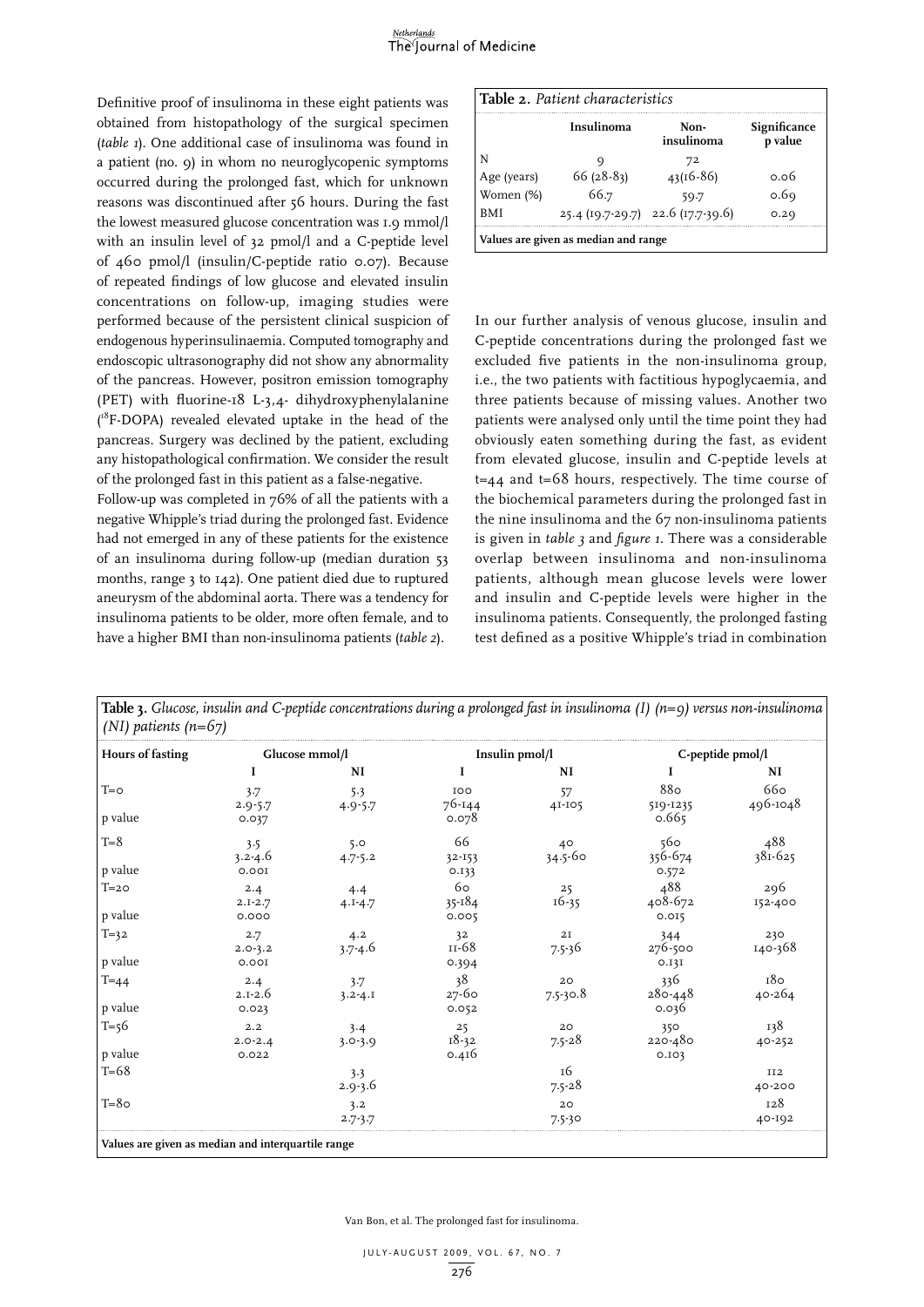Definitive proof of insulinoma in these eight patients was obtained from histopathology of the surgical specimen (*table 1*). One additional case of insulinoma was found in a patient (no. 9) in whom no neuroglycopenic symptoms occurred during the prolonged fast, which for unknown reasons was discontinued after 56 hours. During the fast the lowest measured glucose concentration was 1.9 mmol/l with an insulin level of 32 pmol/l and a C-peptide level of 460 pmol/l (insulin/C-peptide ratio 0.07). Because of repeated findings of low glucose and elevated insulin concentrations on follow-up, imaging studies were performed because of the persistent clinical suspicion of endogenous hyperinsulinaemia. Computed tomography and endoscopic ultrasonography did not show any abnormality of the pancreas. However, positron emission tomography (PET) with fluorine-18 L-3,4- dihydroxyphenylalanine ($^{18}$F-DOPA) revealed elevated uptake in the head of the pancreas. Surgery was declined by the patient, excluding any histopathological confirmation. We consider the result of the prolonged fast in this patient as a false-negative.

Follow-up was completed in 76% of all the patients with a negative Whipple's triad during the prolonged fast. Evidence had not emerged in any of these patients for the existence of an insulinoma during follow-up (median duration 53 months, range 3 to 142). One patient died due to ruptured aneurysm of the abdominal aorta. There was a tendency for insulinoma patients to be older, more often female, and to have a higher BMI than non-insulinoma patients (*table 2*).

**Table 2.** *Patient characteristics*

| | Insulinoma | Non-insulinoma | Significance p value |
|---|---|---|---|
| N | 9 | 72 | |
| Age (years) | 66 (28-83) | 43(16-86) | 0.06 |
| Women (%) | 66.7 | 59.7 | 0.69 |
| BMI | 25.4 (19.7-29.7) | 22.6 (17.7-39.6) | 0.29 |

**Values are given as median and range**

In our further analysis of venous glucose, insulin and C-peptide concentrations during the prolonged fast we excluded five patients in the non-insulinoma group, i.e., the two patients with factitious hypoglycaemia, and three patients because of missing values. Another two patients were analysed only until the time point they had obviously eaten something during the fast, as evident from elevated glucose, insulin and C-peptide levels at t=44 and t=68 hours, respectively. The time course of the biochemical parameters during the prolonged fast in the nine insulinoma and the 67 non-insulinoma patients is given in *table 3* and *figure 1*. There was a considerable overlap between insulinoma and non-insulinoma patients, although mean glucose levels were lower and insulin and C-peptide levels were higher in the insulinoma patients. Consequently, the prolonged fasting test defined as a positive Whipple's triad in combination

**Table 3.** *Glucose, insulin and C-peptide concentrations during a prolonged fast in insulinoma (I) (n=9) versus non-insulinoma (NI) patients (n=67)*

| Hours of fasting | Glucose mmol/l | | Insulin pmol/l | | C-peptide pmol/l | |
|---|---|---|---|---|---|---|
| | I | NI | I | NI | I | NI |
| T=0 | 3.7<br>2.9-5.7 | 5.3<br>4.9-5.7 | 100<br>76-144 | 57<br>41-105 | 880<br>519-1235 | 660<br>496-1048 |
| p value | 0.037 | | 0.078 | | 0.665 | |
| T=8 | 3.5<br>3.2-4.6 | 5.0<br>4.7-5.2 | 66<br>32-153 | 40<br>34.5-60 | 560<br>356-674 | 488<br>381-625 |
| p value | 0.001 | | 0.133 | | 0.572 | |
| T=20 | 2.4<br>2.1-2.7 | 4.4<br>4.1-4.7 | 60<br>35-184 | 25<br>16-35 | 488<br>408-672 | 296<br>152-400 |
| p value | 0.000 | | 0.005 | | 0.015 | |
| T=32 | 2.7<br>2.0-3.2 | 4.2<br>3.7-4.6 | 32<br>11-68 | 21<br>7.5-36 | 344<br>276-500 | 230<br>140-368 |
| p value | 0.001 | | 0.394 | | 0.131 | |
| T=44 | 2.4<br>2.1-2.6 | 3.7<br>3.2-4.1 | 38<br>27-60 | 20<br>7.5-30.8 | 336<br>280-448 | 180<br>40-264 |
| p value | 0.023 | | 0.052 | | 0.036 | |
| T=56 | 2.2<br>2.0-2.4 | 3.4<br>3.0-3.9 | 25<br>18-32 | 20<br>7.5-28 | 350<br>220-480 | 138<br>40-252 |
| p value | 0.022 | | 0.416 | | 0.103 | |
| T=68 | | 3.3<br>2.9-3.6 | | 16<br>7.5-28 | | 112<br>40-200 |
| T=80 | | 3.2<br>2.7-3.7 | | 20<br>7.5-30 | | 128<br>40-192 |

**Values are given as median and interquartile range**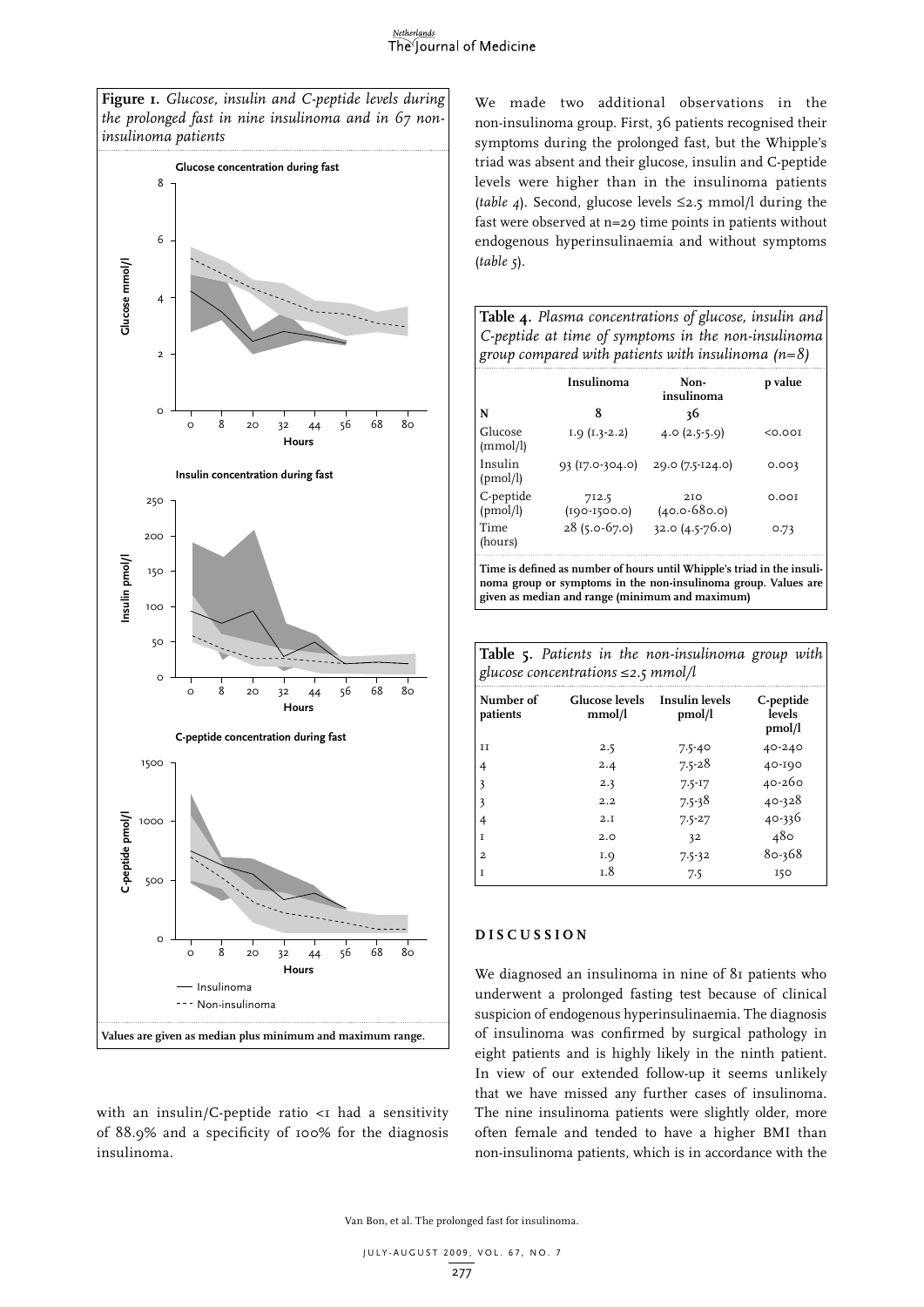**Figure 1.** *Glucose, insulin and C-peptide levels during the prolonged fast in nine insulinoma and in 67 non-insulinoma patients*

Values are given as median plus minimum and maximum range.

with an insulin/C-peptide ratio <1 had a sensitivity of 88.9% and a specificity of 100% for the diagnosis insulinoma.

We made two additional observations in the non-insulinoma group. First, 36 patients recognised their symptoms during the prolonged fast, but the Whipple's triad was absent and their glucose, insulin and C-peptide levels were higher than in the insulinoma patients (*table 4*). Second, glucose levels ≤2.5 mmol/l during the fast were observed at n=29 time points in patients without endogenous hyperinsulinaemia and without symptoms (*table 5*).

**Table 4.** *Plasma concentrations of glucose, insulin and C-peptide at time of symptoms in the non-insulinoma group compared with patients with insulinoma (n=8)*

| | Insulinoma | Non-insulinoma | p value |
|---|---|---|---|
| N | 8 | 36 | |
| Glucose (mmol/l) | 1.9 (1.3-2.2) | 4.0 (2.5-5.9) | <0.001 |
| Insulin (pmol/l) | 93 (17.0-304.0) | 29.0 (7.5-124.0) | 0.003 |
| C-peptide (pmol/l) | 712.5 (190-1500.0) | 210 (40.0-680.0) | 0.001 |
| Time (hours) | 28 (5.0-67.0) | 32.0 (4.5-76.0) | 0.73 |

Time is defined as number of hours until Whipple's triad in the insulinoma group or symptoms in the non-insulinoma group. Values are given as median and range (minimum and maximum)

**Table 5.** *Patients in the non-insulinoma group with glucose concentrations ≤2.5 mmol/l*

| Number of patients | Glucose levels mmol/l | Insulin levels pmol/l | C-peptide levels pmol/l |
|---|---|---|---|
| 11 | 2.5 | 7.5-40 | 40-240 |
| 4 | 2.4 | 7.5-28 | 40-190 |
| 3 | 2.3 | 7.5-17 | 40-260 |
| 3 | 2.2 | 7.5-38 | 40-328 |
| 4 | 2.1 | 7.5-27 | 40-336 |
| 1 | 2.0 | 32 | 480 |
| 2 | 1.9 | 7.5-32 | 80-368 |
| 1 | 1.8 | 7.5 | 150 |

## DISCUSSION

We diagnosed an insulinoma in nine of 81 patients who underwent a prolonged fasting test because of clinical suspicion of endogenous hyperinsulinaemia. The diagnosis of insulinoma was confirmed by surgical pathology in eight patients and is highly likely in the ninth patient. In view of our extended follow-up it seems unlikely that we have missed any further cases of insulinoma. The nine insulinoma patients were slightly older, more often female and tended to have a higher BMI than non-insulinoma patients, which is in accordance with the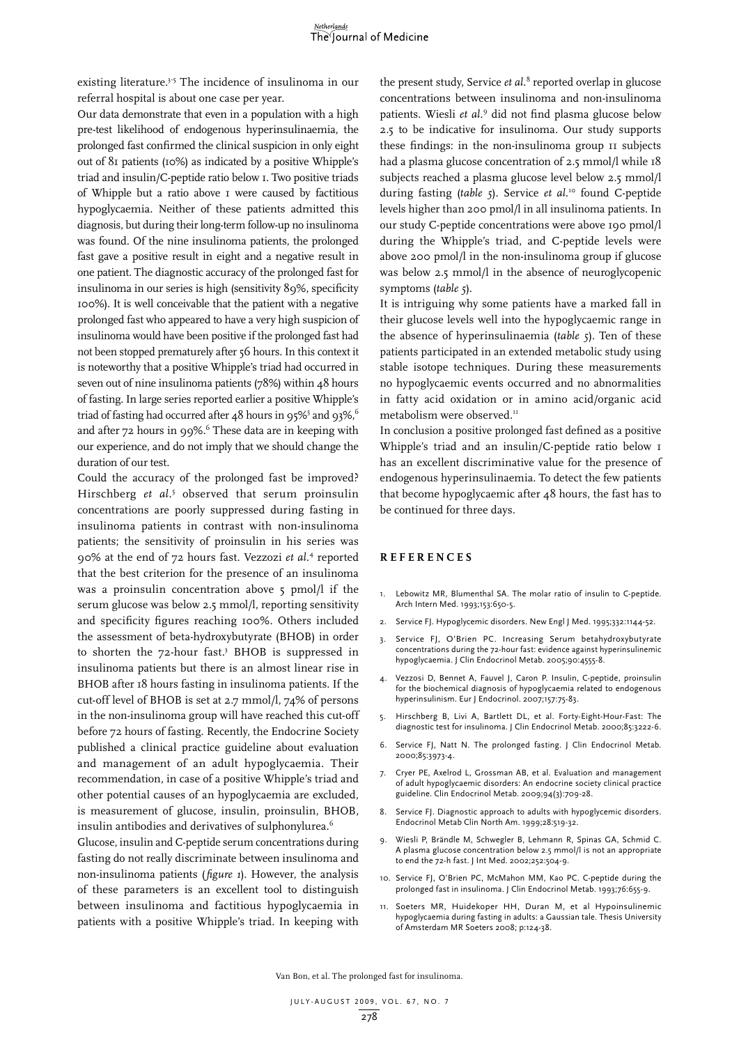existing literature.[3-5] The incidence of insulinoma in our referral hospital is about one case per year.

Our data demonstrate that even in a population with a high pre-test likelihood of endogenous hyperinsulinaemia, the prolonged fast confirmed the clinical suspicion in only eight out of 81 patients (10%) as indicated by a positive Whipple's triad and insulin/C-peptide ratio below 1. Two positive triads of Whipple but a ratio above 1 were caused by factitious hypoglycaemia. Neither of these patients admitted this diagnosis, but during their long-term follow-up no insulinoma was found. Of the nine insulinoma patients, the prolonged fast gave a positive result in eight and a negative result in one patient. The diagnostic accuracy of the prolonged fast for insulinoma in our series is high (sensitivity 89%, specificity 100%). It is well conceivable that the patient with a negative prolonged fast who appeared to have a very high suspicion of insulinoma would have been positive if the prolonged fast had not been stopped prematurely after 56 hours. In this context it is noteworthy that a positive Whipple's triad had occurred in seven out of nine insulinoma patients (78%) within 48 hours of fasting. In large series reported earlier a positive Whipple's triad of fasting had occurred after 48 hours in 95%[5] and 93%,[6] and after 72 hours in 99%.[6] These data are in keeping with our experience, and do not imply that we should change the duration of our test.

Could the accuracy of the prolonged fast be improved? Hirschberg *et al.*[5] observed that serum proinsulin concentrations are poorly suppressed during fasting in insulinoma patients in contrast with non-insulinoma patients; the sensitivity of proinsulin in his series was 90% at the end of 72 hours fast. Vezzozi *et al.*[4] reported that the best criterion for the presence of an insulinoma was a proinsulin concentration above 5 pmol/l if the serum glucose was below 2.5 mmol/l, reporting sensitivity and specificity figures reaching 100%. Others included the assessment of beta-hydroxybutyrate (BHOB) in order to shorten the 72-hour fast.[3] BHOB is suppressed in insulinoma patients but there is an almost linear rise in BHOB after 18 hours fasting in insulinoma patients. If the cut-off level of BHOB is set at 2.7 mmol/l, 74% of persons in the non-insulinoma group will have reached this cut-off before 72 hours of fasting. Recently, the Endocrine Society published a clinical practice guideline about evaluation and management of an adult hypoglycaemia. Their recommendation, in case of a positive Whipple's triad and other potential causes of an hypoglycaemia are excluded, is measurement of glucose, insulin, proinsulin, BHOB, insulin antibodies and derivatives of sulphonylurea.[6]

Glucose, insulin and C-peptide serum concentrations during fasting do not really discriminate between insulinoma and non-insulinoma patients (*figure 1*). However, the analysis of these parameters is an excellent tool to distinguish between insulinoma and factitious hypoglycaemia in patients with a positive Whipple's triad. In keeping with the present study, Service *et al.*[8] reported overlap in glucose concentrations between insulinoma and non-insulinoma patients. Wiesli *et al.*[9] did not find plasma glucose below 2.5 to be indicative for insulinoma. Our study supports these findings: in the non-insulinoma group 11 subjects had a plasma glucose concentration of 2.5 mmol/l while 18 subjects reached a plasma glucose level below 2.5 mmol/l during fasting (*table 5*). Service *et al.*[10] found C-peptide levels higher than 200 pmol/l in all insulinoma patients. In our study C-peptide concentrations were above 190 pmol/l during the Whipple's triad, and C-peptide levels were above 200 pmol/l in the non-insulinoma group if glucose was below 2.5 mmol/l in the absence of neuroglycopenic symptoms (*table 5*).

It is intriguing why some patients have a marked fall in their glucose levels well into the hypoglycaemic range in the absence of hyperinsulinaemia (*table 5*). Ten of these patients participated in an extended metabolic study using stable isotope techniques. During these measurements no hypoglycaemic events occurred and no abnormalities in fatty acid oxidation or in amino acid/organic acid metabolism were observed.[11]

In conclusion a positive prolonged fast defined as a positive Whipple's triad and an insulin/C-peptide ratio below 1 has an excellent discriminative value for the presence of endogenous hyperinsulinaemia. To detect the few patients that become hypoglycaemic after 48 hours, the fast has to be continued for three days.

## References

1. Lebowitz MR, Blumenthal SA. The molar ratio of insulin to C-peptide. Arch Intern Med. 1993;153:650-5.
2. Service FJ. Hypoglycemic disorders. New Engl J Med. 1995;332:1144-52.
3. Service FJ, O'Brien PC. Increasing Serum betahydroxybutyrate concentrations during the 72-hour fast: evidence against hyperinsulinemic hypoglycaemia. J Clin Endocrinol Metab. 2005;90:4555-8.
4. Vezzosi D, Bennet A, Fauvel J, Caron P. Insulin, C-peptide, proinsulin for the biochemical diagnosis of hypoglycaemia related to endogenous hyperinsulinism. Eur J Endocrinol. 2007;157:75-83.
5. Hirschberg B, Livi A, Bartlett DL, et al. Forty-Eight-Hour-Fast: The diagnostic test for insulinoma. J Clin Endocrinol Metab. 2000;85:3222-6.
6. Service FJ, Natt N. The prolonged fasting. J Clin Endocrinol Metab. 2000;85:3973-4.
7. Cryer PE, Axelrod L, Grossman AB, et al. Evaluation and management of adult hypoglycaemic disorders: An endocrine society clinical practice guideline. Clin Endocrinol Metab. 2009;94(3):709-28.
8. Service FJ. Diagnostic approach to adults with hypoglycemic disorders. Endocrinol Metab Clin North Am. 1999;28:519-32.
9. Wiesli P, Brändle M, Schwegler B, Lehmann R, Spinas GA, Schmid C. A plasma glucose concentration below 2.5 mmol/l is not an appropriate to end the 72-h fast. J Int Med. 2002;252:504-9.
10. Service FJ, O'Brien PC, McMahon MM, Kao PC. C-peptide during the prolonged fast in insulinoma. J Clin Endocrinol Metab. 1993;76:655-9.
11. Soeters MR, Huidekoper HH, Duran M, et al Hypoinsulinemic hypoglycaemia during fasting in adults: a Gaussian tale. Thesis University of Amsterdam MR Soeters 2008; p:124-38.